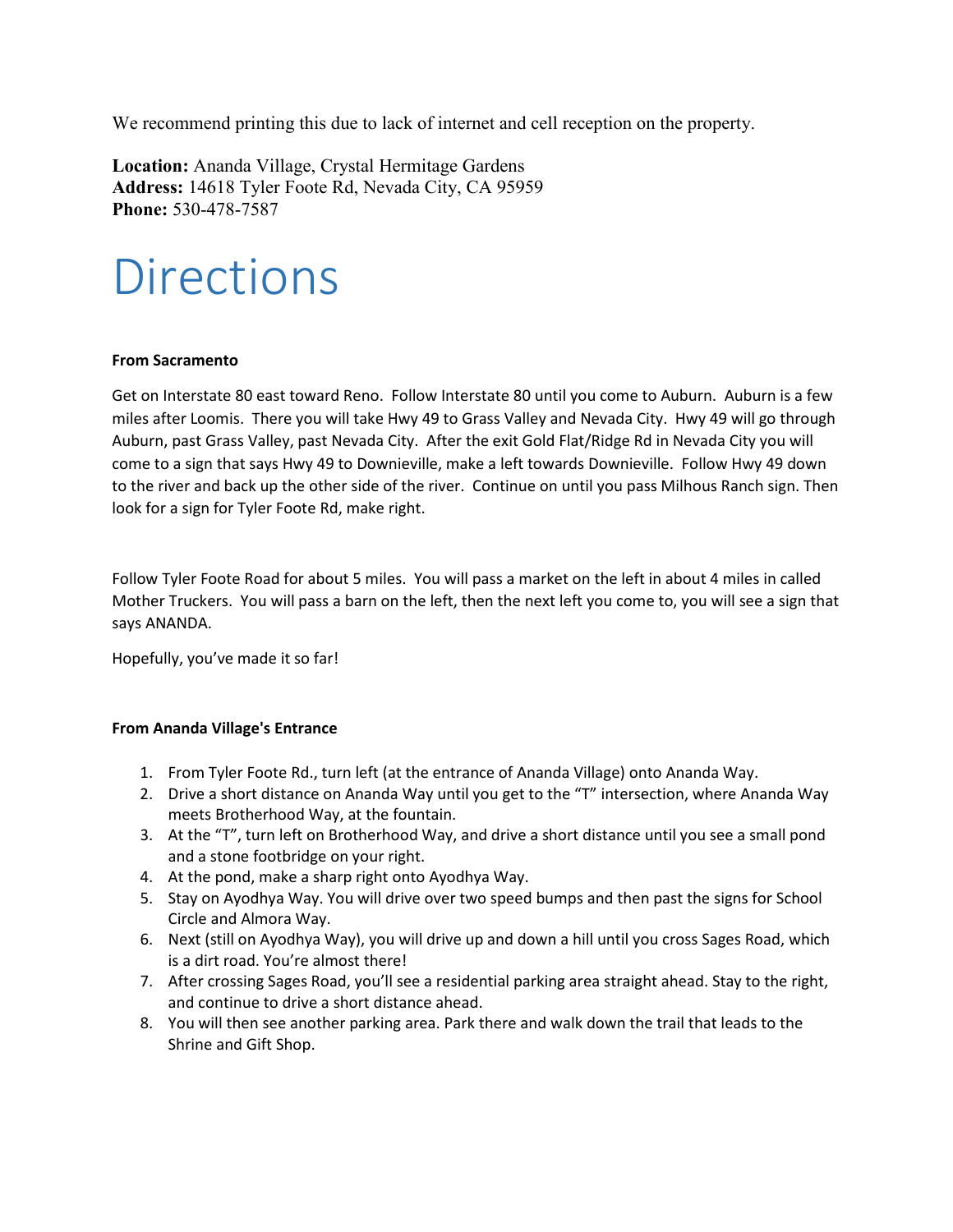We recommend printing this due to lack of internet and cell reception on the property.

**Location:** Ananda Village, Crystal Hermitage Gardens
**Address:** 14618 Tyler Foote Rd, Nevada City, CA 95959
**Phone:** 530-478-7587

# Directions

**From Sacramento**

Get on Interstate 80 east toward Reno. Follow Interstate 80 until you come to Auburn. Auburn is a few miles after Loomis. There you will take Hwy 49 to Grass Valley and Nevada City. Hwy 49 will go through Auburn, past Grass Valley, past Nevada City. After the exit Gold Flat/Ridge Rd in Nevada City you will come to a sign that says Hwy 49 to Downieville, make a left towards Downieville. Follow Hwy 49 down to the river and back up the other side of the river. Continue on until you pass Milhous Ranch sign. Then look for a sign for Tyler Foote Rd, make right.

Follow Tyler Foote Road for about 5 miles. You will pass a market on the left in about 4 miles in called Mother Truckers. You will pass a barn on the left, then the next left you come to, you will see a sign that says ANANDA.

Hopefully, you've made it so far!

**From Ananda Village's Entrance**

1. From Tyler Foote Rd., turn left (at the entrance of Ananda Village) onto Ananda Way.
2. Drive a short distance on Ananda Way until you get to the "T" intersection, where Ananda Way meets Brotherhood Way, at the fountain.
3. At the "T", turn left on Brotherhood Way, and drive a short distance until you see a small pond and a stone footbridge on your right.
4. At the pond, make a sharp right onto Ayodhya Way.
5. Stay on Ayodhya Way. You will drive over two speed bumps and then past the signs for School Circle and Almora Way.
6. Next (still on Ayodhya Way), you will drive up and down a hill until you cross Sages Road, which is a dirt road. You're almost there!
7. After crossing Sages Road, you'll see a residential parking area straight ahead. Stay to the right, and continue to drive a short distance ahead.
8. You will then see another parking area. Park there and walk down the trail that leads to the Shrine and Gift Shop.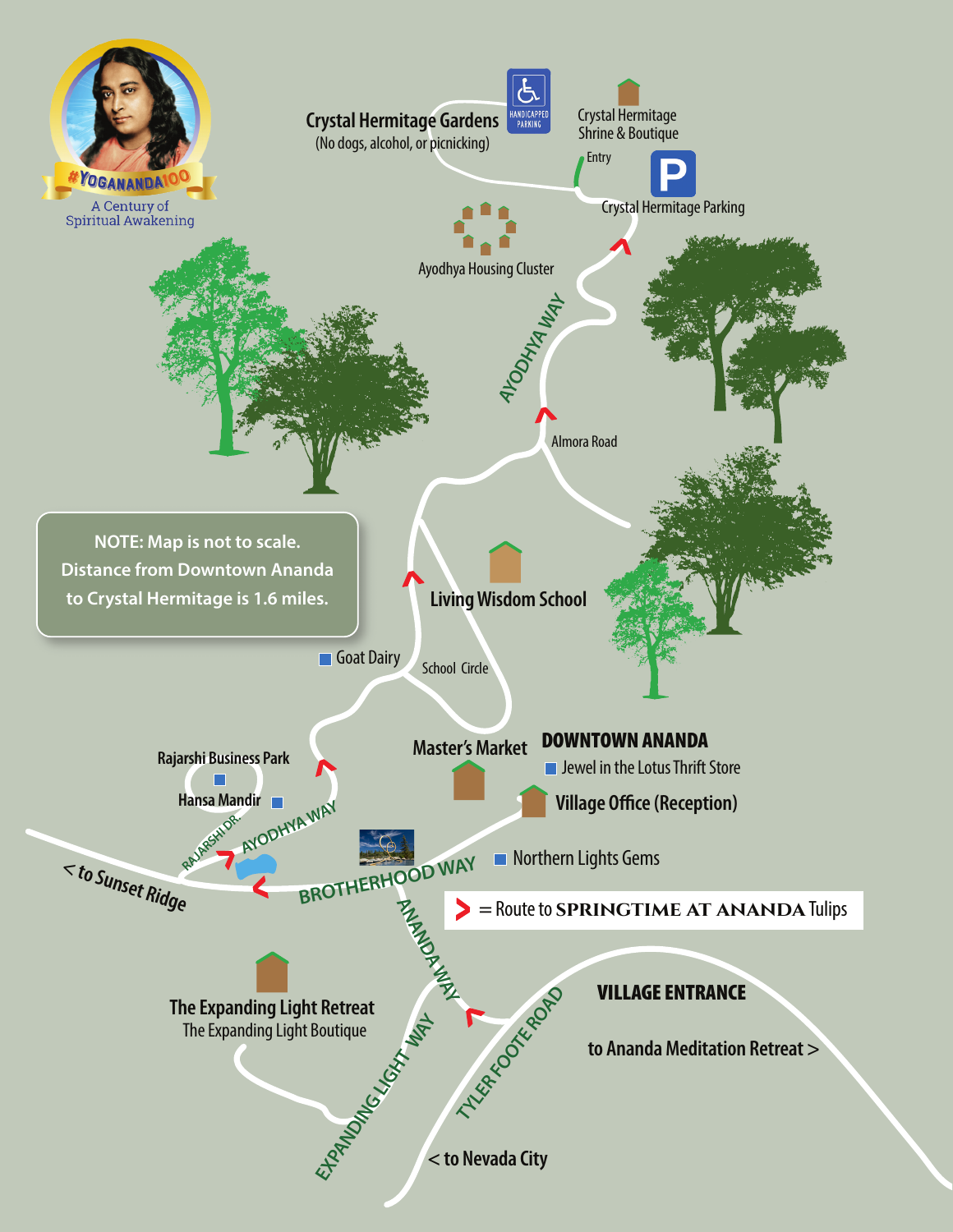#YOGANANDA100

A Century of Spiritual Awakening

Crystal Hermitage Gardens
(No dogs, alcohol, or picnicking)

HANDICAPPED PARKING

Crystal Hermitage Shrine & Boutique

Entry

Crystal Hermitage Parking

Ayodhya Housing Cluster

AYODHYA WAY

Almora Road

NOTE: Map is not to scale.
Distance from Downtown Ananda to Crystal Hermitage is 1.6 miles.

Living Wisdom School

Goat Dairy

School Circle

Master's Market

DOWNTOWN ANANDA

Jewel in the Lotus Thrift Store

Village Office (Reception)

Rajarshi Business Park

Hansa Mandir

RAJARSHI DR.

AYODHYA WAY

< to Sunset Ridge

BROTHERHOOD WAY

Northern Lights Gems

> = Route to SPRINGTIME AT ANANDA Tulips

ANANDA WAY

The Expanding Light Retreat
The Expanding Light Boutique

VILLAGE ENTRANCE

to Ananda Meditation Retreat >

TYLER FOOTE ROAD

EXPANDING LIGHT WAY

< to Nevada City